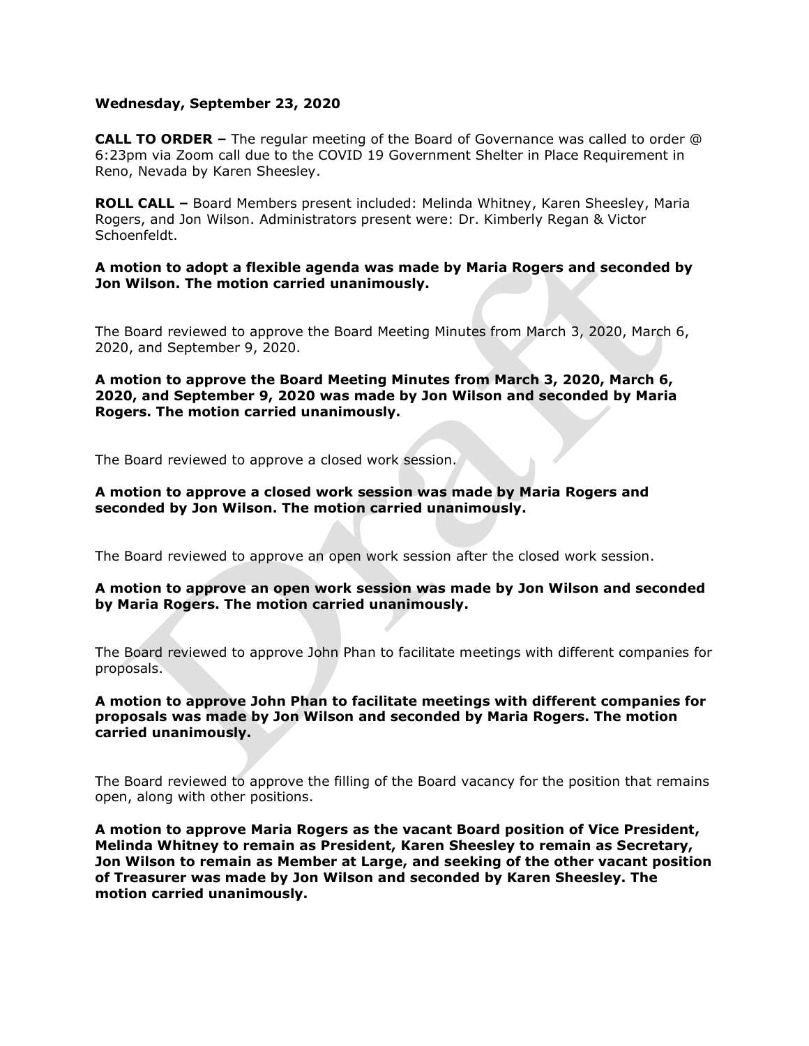**Wednesday, September 23, 2020**

**CALL TO ORDER –** The regular meeting of the Board of Governance was called to order @ 6:23pm via Zoom call due to the COVID 19 Government Shelter in Place Requirement in Reno, Nevada by Karen Sheesley.

**ROLL CALL –** Board Members present included: Melinda Whitney, Karen Sheesley, Maria Rogers, and Jon Wilson. Administrators present were: Dr. Kimberly Regan & Victor Schoenfeldt.

**A motion to adopt a flexible agenda was made by Maria Rogers and seconded by Jon Wilson. The motion carried unanimously.**

The Board reviewed to approve the Board Meeting Minutes from March 3, 2020, March 6, 2020, and September 9, 2020.

**A motion to approve the Board Meeting Minutes from March 3, 2020, March 6, 2020, and September 9, 2020 was made by Jon Wilson and seconded by Maria Rogers. The motion carried unanimously.**

The Board reviewed to approve a closed work session.

**A motion to approve a closed work session was made by Maria Rogers and seconded by Jon Wilson. The motion carried unanimously.**

The Board reviewed to approve an open work session after the closed work session.

**A motion to approve an open work session was made by Jon Wilson and seconded by Maria Rogers. The motion carried unanimously.**

The Board reviewed to approve John Phan to facilitate meetings with different companies for proposals.

**A motion to approve John Phan to facilitate meetings with different companies for proposals was made by Jon Wilson and seconded by Maria Rogers. The motion carried unanimously.**

The Board reviewed to approve the filling of the Board vacancy for the position that remains open, along with other positions.

**A motion to approve Maria Rogers as the vacant Board position of Vice President, Melinda Whitney to remain as President, Karen Sheesley to remain as Secretary, Jon Wilson to remain as Member at Large, and seeking of the other vacant position of Treasurer was made by Jon Wilson and seconded by Karen Sheesley. The motion carried unanimously.**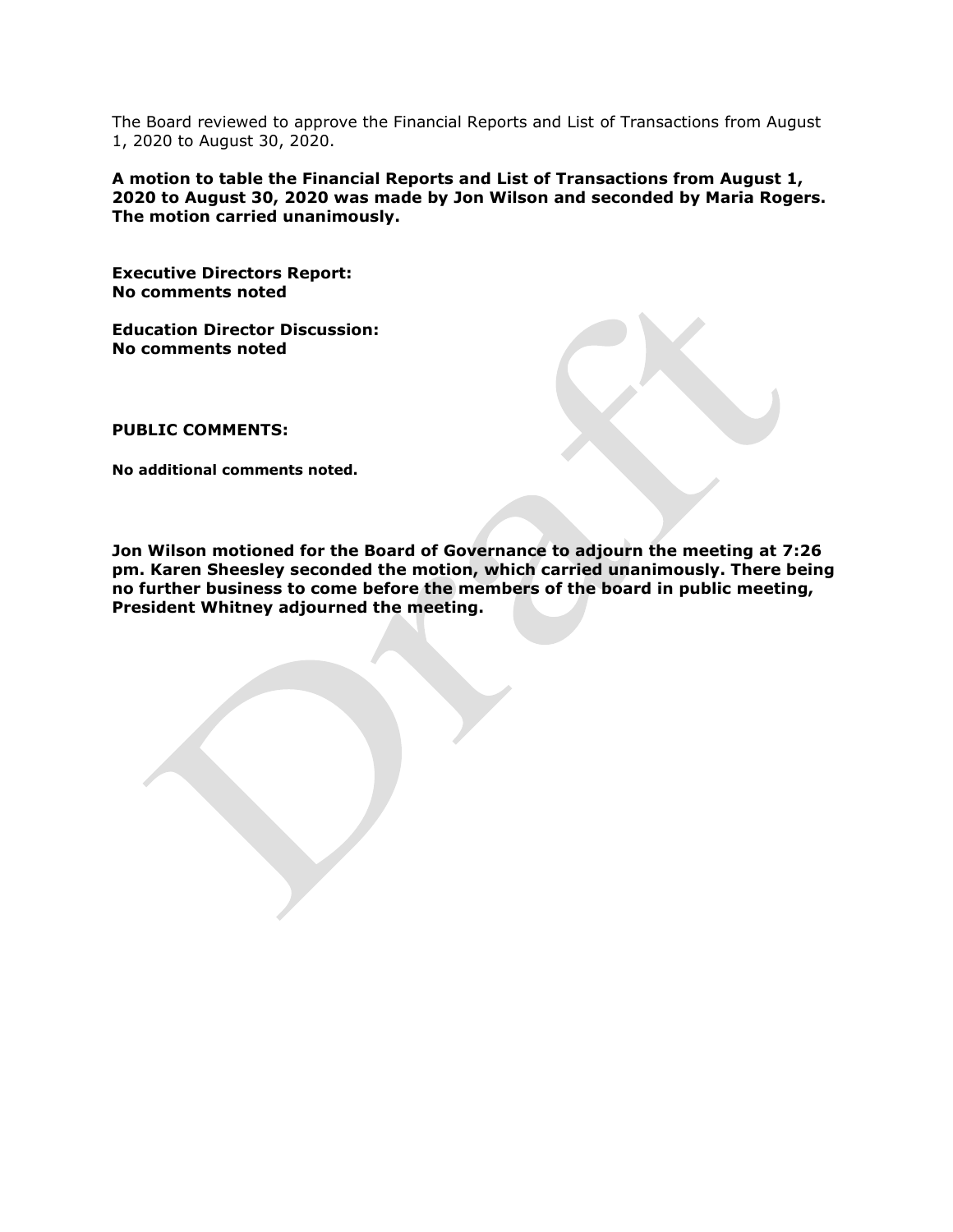The Board reviewed to approve the Financial Reports and List of Transactions from August 1, 2020 to August 30, 2020.

**A motion to table the Financial Reports and List of Transactions from August 1, 2020 to August 30, 2020 was made by Jon Wilson and seconded by Maria Rogers. The motion carried unanimously.**

**Executive Directors Report:**
**No comments noted**

**Education Director Discussion:**
**No comments noted**

**PUBLIC COMMENTS:**

**No additional comments noted.**

**Jon Wilson motioned for the Board of Governance to adjourn the meeting at 7:26 pm. Karen Sheesley seconded the motion, which carried unanimously. There being no further business to come before the members of the board in public meeting, President Whitney adjourned the meeting.**

Draft